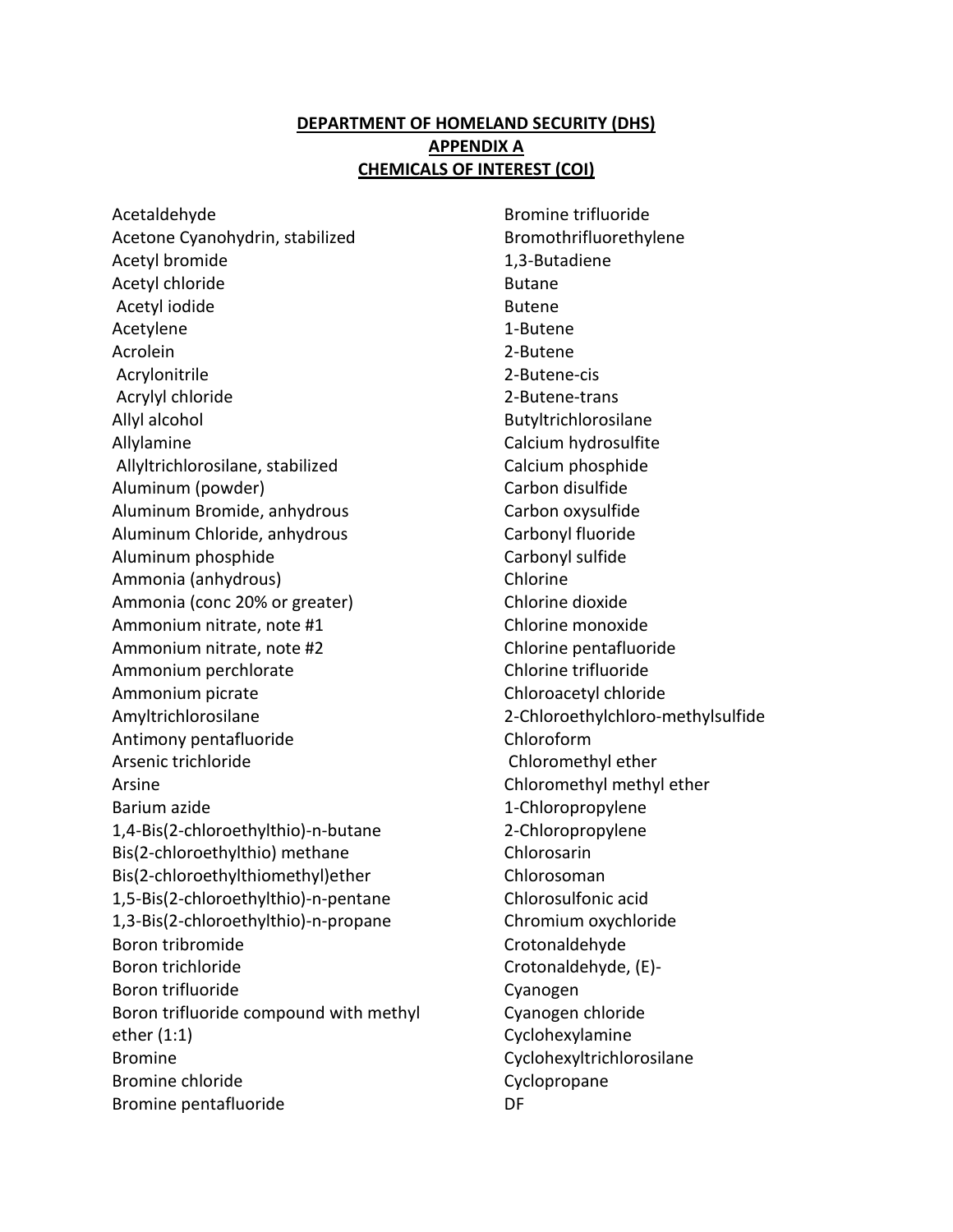**DEPARTMENT OF HOMELAND SECURITY (DHS)**
**APPENDIX A**
**CHEMICALS OF INTEREST (COI)**

Acetaldehyde
Acetone Cyanohydrin, stabilized
Acetyl bromide
Acetyl chloride
Acetyl iodide
Acetylene
Acrolein
Acrylonitrile
Acrylyl chloride
Allyl alcohol
Allylamine
Allyltrichlorosilane, stabilized
Aluminum (powder)
Aluminum Bromide, anhydrous
Aluminum Chloride, anhydrous
Aluminum phosphide
Ammonia (anhydrous)
Ammonia (conc 20% or greater)
Ammonium nitrate, note #1
Ammonium nitrate, note #2
Ammonium perchlorate
Ammonium picrate
Amyltrichlorosilane
Antimony pentafluoride
Arsenic trichloride
Arsine
Barium azide
1,4-Bis(2-chloroethylthio)-n-butane
Bis(2-chloroethylthio) methane
Bis(2-chloroethylthiomethyl)ether
1,5-Bis(2-chloroethylthio)-n-pentane
1,3-Bis(2-chloroethylthio)-n-propane
Boron tribromide
Boron trichloride
Boron trifluoride
Boron trifluoride compound with methyl ether (1:1)
Bromine
Bromine chloride
Bromine pentafluoride
Bromine trifluoride
Bromothrifluorethylene
1,3-Butadiene
Butane
Butene
1-Butene
2-Butene
2-Butene-cis
2-Butene-trans
Butyltrichlorosilane
Calcium hydrosulfite
Calcium phosphide
Carbon disulfide
Carbon oxysulfide
Carbonyl fluoride
Carbonyl sulfide
Chlorine
Chlorine dioxide
Chlorine monoxide
Chlorine pentafluoride
Chlorine trifluoride
Chloroacetyl chloride
2-Chloroethylchloro-methylsulfide
Chloroform
Chloromethyl ether
Chloromethyl methyl ether
1-Chloropropylene
2-Chloropropylene
Chlorosarin
Chlorosoman
Chlorosulfonic acid
Chromium oxychloride
Crotonaldehyde
Crotonaldehyde, (E)-
Cyanogen
Cyanogen chloride
Cyclohexylamine
Cyclohexyltrichlorosilane
Cyclopropane
DF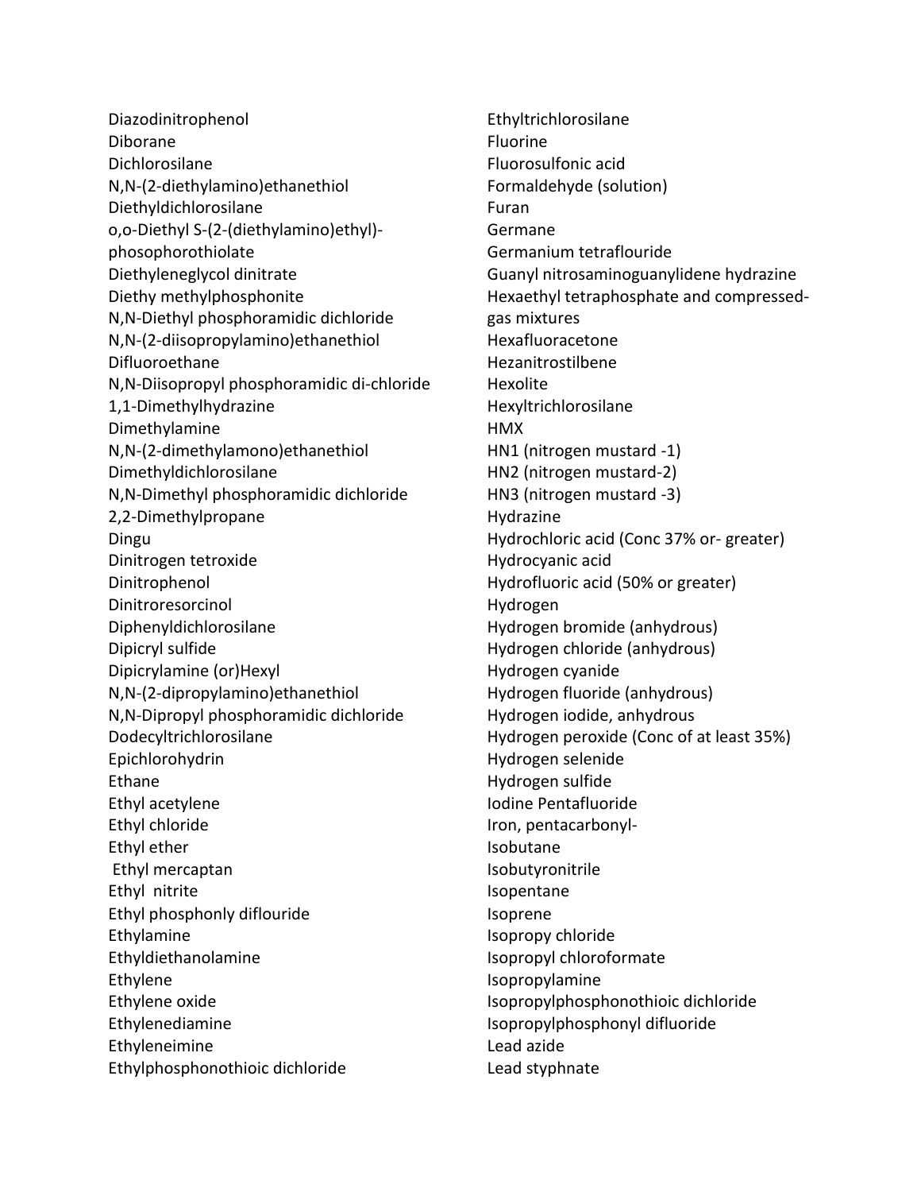Diazodinitrophenol
Diborane
Dichlorosilane
N,N-(2-diethylamino)ethanethiol
Diethyldichlorosilane
o,o-Diethyl S-(2-(diethylamino)ethyl)-phosophorothiolate
Diethyleneglycol dinitrate
Diethy methylphosphonite
N,N-Diethyl phosphoramidic dichloride
N,N-(2-diisopropylamino)ethanethiol
Difluoroethane
N,N-Diisopropyl phosphoramidic di-chloride
1,1-Dimethylhydrazine
Dimethylamine
N,N-(2-dimethylamono)ethanethiol
Dimethyldichlorosilane
N,N-Dimethyl phosphoramidic dichloride
2,2-Dimethylpropane
Dingu
Dinitrogen tetroxide
Dinitrophenol
Dinitroresorcinol
Diphenyldichlorosilane
Dipicryl sulfide
Dipicrylamine (or)Hexyl
N,N-(2-dipropylamino)ethanethiol
N,N-Dipropyl phosphoramidic dichloride
Dodecyltrichlorosilane
Epichlorohydrin
Ethane
Ethyl acetylene
Ethyl chloride
Ethyl ether
Ethyl mercaptan
Ethyl nitrite
Ethyl phosphonly diflouride
Ethylamine
Ethyldiethanolamine
Ethylene
Ethylene oxide
Ethylenediamine
Ethyleneimine
Ethylphosphonothioic dichloride
Ethyltrichlorosilane
Fluorine
Fluorosulfonic acid
Formaldehyde (solution)
Furan
Germane
Germanium tetraflouride
Guanyl nitrosaminoguanylidene hydrazine
Hexaethyl tetraphosphate and compressed-gas mixtures
Hexafluoracetone
Hezanitrostilbene
Hexolite
Hexyltrichlorosilane
HMX
HN1 (nitrogen mustard -1)
HN2 (nitrogen mustard-2)
HN3 (nitrogen mustard -3)
Hydrazine
Hydrochloric acid (Conc 37% or- greater)
Hydrocyanic acid
Hydrofluoric acid (50% or greater)
Hydrogen
Hydrogen bromide (anhydrous)
Hydrogen chloride (anhydrous)
Hydrogen cyanide
Hydrogen fluoride (anhydrous)
Hydrogen iodide, anhydrous
Hydrogen peroxide (Conc of at least 35%)
Hydrogen selenide
Hydrogen sulfide
Iodine Pentafluoride
Iron, pentacarbonyl-
Isobutane
Isobutyronitrile
Isopentane
Isoprene
Isopropy chloride
Isopropyl chloroformate
Isopropylamine
Isopropylphosphonothioic dichloride
Isopropylphosphonyl difluoride
Lead azide
Lead styphnate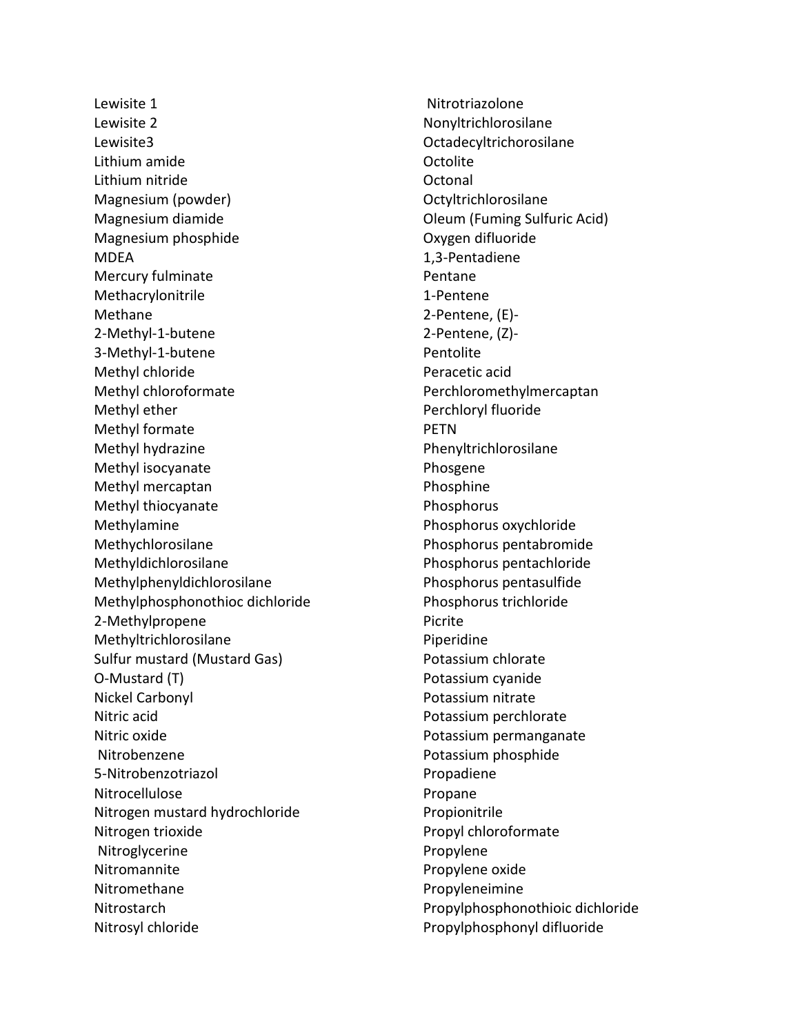Lewisite 1
Lewisite 2
Lewisite3
Lithium amide
Lithium nitride
Magnesium (powder)
Magnesium diamide
Magnesium phosphide
MDEA
Mercury fulminate
Methacrylonitrile
Methane
2-Methyl-1-butene
3-Methyl-1-butene
Methyl chloride
Methyl chloroformate
Methyl ether
Methyl formate
Methyl hydrazine
Methyl isocyanate
Methyl mercaptan
Methyl thiocyanate
Methylamine
Methychlorosilane
Methyldichlorosilane
Methylphenyldichlorosilane
Methylphosphonothioc dichloride
2-Methylpropene
Methyltrichlorosilane
Sulfur mustard (Mustard Gas)
O-Mustard (T)
Nickel Carbonyl
Nitric acid
Nitric oxide
Nitrobenzene
5-Nitrobenzotriazol
Nitrocellulose
Nitrogen mustard hydrochloride
Nitrogen trioxide
Nitroglycerine
Nitromannite
Nitromethane
Nitrostarch
Nitrosyl chloride
Nitrotriazolone
Nonyltrichlorosilane
Octadecyltrichorosilane
Octolite
Octonal
Octyltrichlorosilane
Oleum (Fuming Sulfuric Acid)
Oxygen difluoride
1,3-Pentadiene
Pentane
1-Pentene
2-Pentene, (E)-
2-Pentene, (Z)-
Pentolite
Peracetic acid
Perchloromethylmercaptan
Perchloryl fluoride
PETN
Phenyltrichlorosilane
Phosgene
Phosphine
Phosphorus
Phosphorus oxychloride
Phosphorus pentabromide
Phosphorus pentachloride
Phosphorus pentasulfide
Phosphorus trichloride
Picrite
Piperidine
Potassium chlorate
Potassium cyanide
Potassium nitrate
Potassium perchlorate
Potassium permanganate
Potassium phosphide
Propadiene
Propane
Propionitrile
Propyl chloroformate
Propylene
Propylene oxide
Propyleneimine
Propylphosphonothioic dichloride
Propylphosphonyl difluoride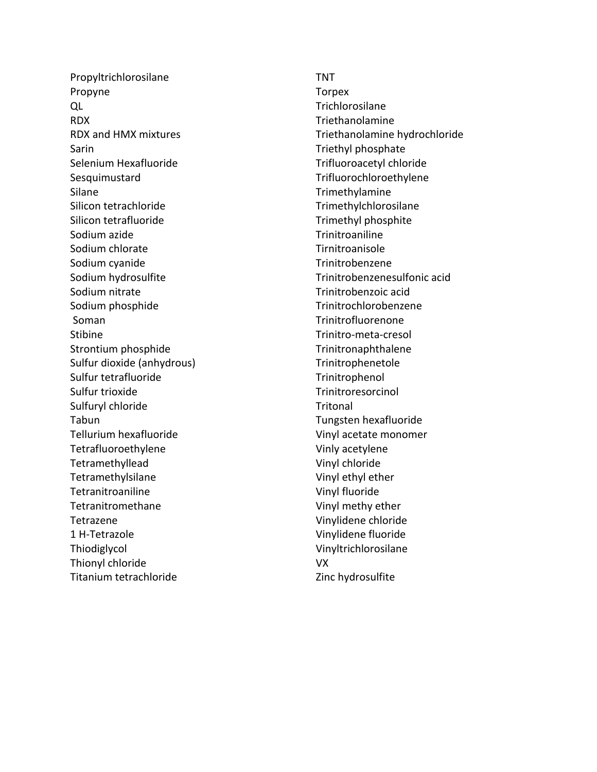Propyltrichlorosilane
Propyne
QL
RDX
RDX and HMX mixtures
Sarin
Selenium Hexafluoride
Sesquimustard
Silane
Silicon tetrachloride
Silicon tetrafluoride
Sodium azide
Sodium chlorate
Sodium cyanide
Sodium hydrosulfite
Sodium nitrate
Sodium phosphide
Soman
Stibine
Strontium phosphide
Sulfur dioxide (anhydrous)
Sulfur tetrafluoride
Sulfur trioxide
Sulfuryl chloride
Tabun
Tellurium hexafluoride
Tetrafluoroethylene
Tetramethyllead
Tetramethylsilane
Tetranitroaniline
Tetranitromethane
Tetrazene
1 H-Tetrazole
Thiodiglycol
Thionyl chloride
Titanium tetrachloride
TNT
Torpex
Trichlorosilane
Triethanolamine
Triethanolamine hydrochloride
Triethyl phosphate
Trifluoroacetyl chloride
Trifluorochloroethylene
Trimethylamine
Trimethylchlorosilane
Trimethyl phosphite
Trinitroaniline
Tirnitroanisole
Trinitrobenzene
Trinitrobenzenesulfonic acid
Trinitrobenzoic acid
Trinitrochlorobenzene
Trinitrofluorenone
Trinitro-meta-cresol
Trinitronaphthalene
Trinitrophenetole
Trinitrophenol
Trinitroresorcinol
Tritonal
Tungsten hexafluoride
Vinyl acetate monomer
Vinly acetylene
Vinyl chloride
Vinyl ethyl ether
Vinyl fluoride
Vinyl methy ether
Vinylidene chloride
Vinylidene fluoride
Vinyltrichlorosilane
VX
Zinc hydrosulfite